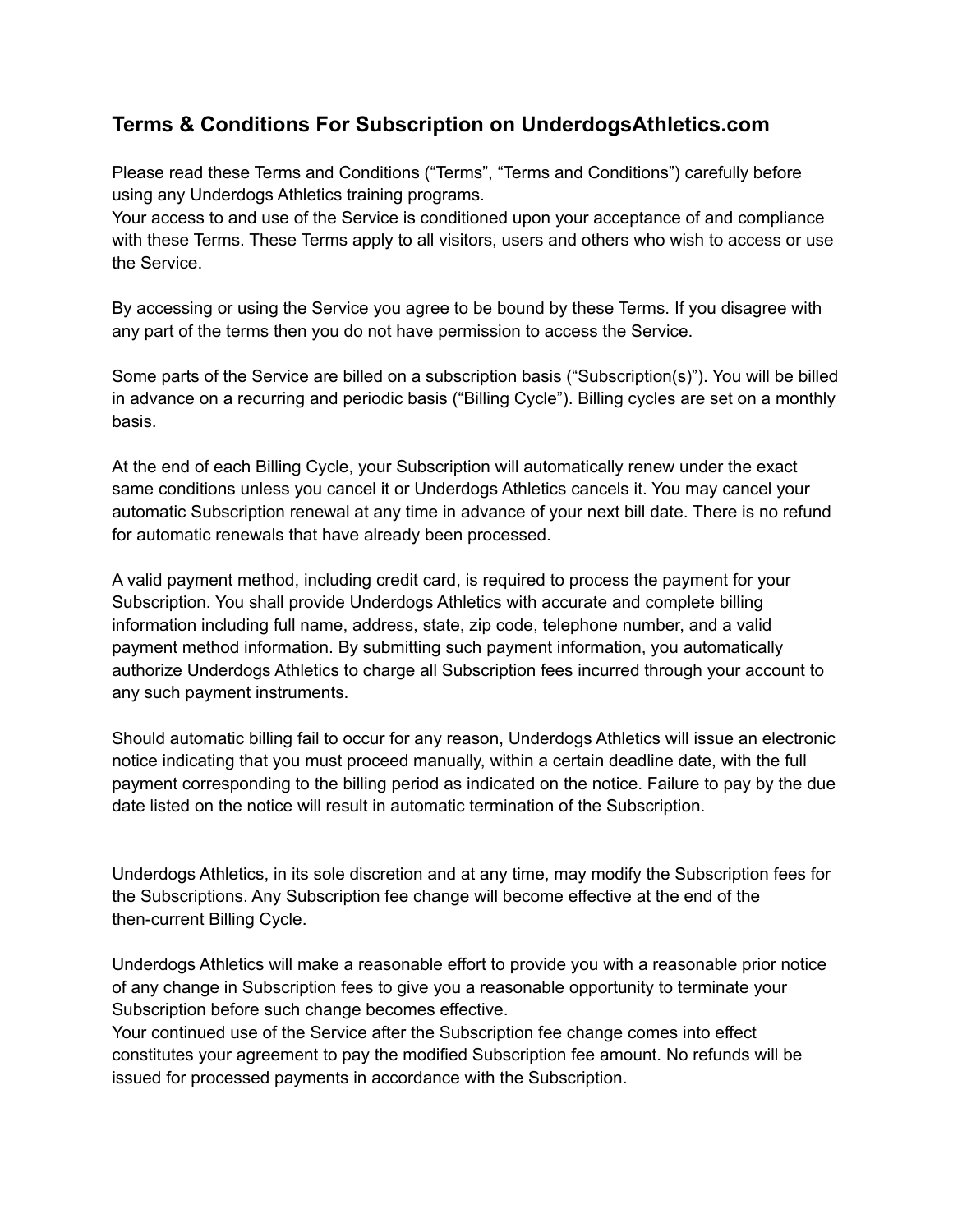## Terms & Conditions For Subscription on UnderdogsAthletics.com

Please read these Terms and Conditions (“Terms”, “Terms and Conditions”) carefully before using any Underdogs Athletics training programs.
Your access to and use of the Service is conditioned upon your acceptance of and compliance with these Terms. These Terms apply to all visitors, users and others who wish to access or use the Service.

By accessing or using the Service you agree to be bound by these Terms. If you disagree with any part of the terms then you do not have permission to access the Service.

Some parts of the Service are billed on a subscription basis (“Subscription(s)”). You will be billed in advance on a recurring and periodic basis (“Billing Cycle”). Billing cycles are set on a monthly basis.

At the end of each Billing Cycle, your Subscription will automatically renew under the exact same conditions unless you cancel it or Underdogs Athletics cancels it. You may cancel your automatic Subscription renewal at any time in advance of your next bill date. There is no refund for automatic renewals that have already been processed.

A valid payment method, including credit card, is required to process the payment for your Subscription. You shall provide Underdogs Athletics with accurate and complete billing information including full name, address, state, zip code, telephone number, and a valid payment method information. By submitting such payment information, you automatically authorize Underdogs Athletics to charge all Subscription fees incurred through your account to any such payment instruments.

Should automatic billing fail to occur for any reason, Underdogs Athletics will issue an electronic notice indicating that you must proceed manually, within a certain deadline date, with the full payment corresponding to the billing period as indicated on the notice. Failure to pay by the due date listed on the notice will result in automatic termination of the Subscription.

Underdogs Athletics, in its sole discretion and at any time, may modify the Subscription fees for the Subscriptions. Any Subscription fee change will become effective at the end of the then-current Billing Cycle.

Underdogs Athletics will make a reasonable effort to provide you with a reasonable prior notice of any change in Subscription fees to give you a reasonable opportunity to terminate your Subscription before such change becomes effective.
Your continued use of the Service after the Subscription fee change comes into effect constitutes your agreement to pay the modified Subscription fee amount. No refunds will be issued for processed payments in accordance with the Subscription.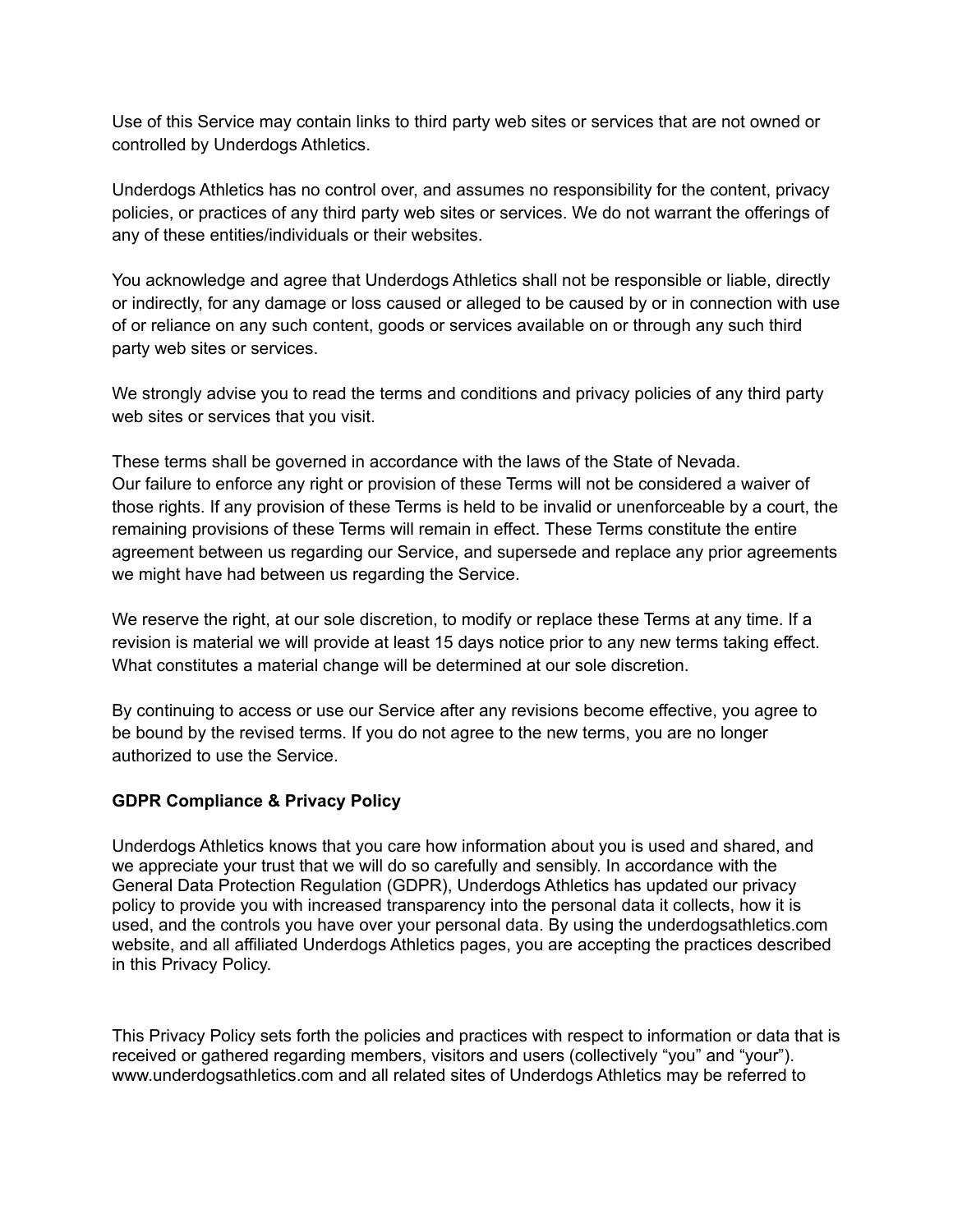Use of this Service may contain links to third party web sites or services that are not owned or controlled by Underdogs Athletics.

Underdogs Athletics has no control over, and assumes no responsibility for the content, privacy policies, or practices of any third party web sites or services. We do not warrant the offerings of any of these entities/individuals or their websites.

You acknowledge and agree that Underdogs Athletics shall not be responsible or liable, directly or indirectly, for any damage or loss caused or alleged to be caused by or in connection with use of or reliance on any such content, goods or services available on or through any such third party web sites or services.

We strongly advise you to read the terms and conditions and privacy policies of any third party web sites or services that you visit.

These terms shall be governed in accordance with the laws of the State of Nevada.
Our failure to enforce any right or provision of these Terms will not be considered a waiver of those rights. If any provision of these Terms is held to be invalid or unenforceable by a court, the remaining provisions of these Terms will remain in effect. These Terms constitute the entire agreement between us regarding our Service, and supersede and replace any prior agreements we might have had between us regarding the Service.

We reserve the right, at our sole discretion, to modify or replace these Terms at any time. If a revision is material we will provide at least 15 days notice prior to any new terms taking effect. What constitutes a material change will be determined at our sole discretion.

By continuing to access or use our Service after any revisions become effective, you agree to be bound by the revised terms. If you do not agree to the new terms, you are no longer authorized to use the Service.

**GDPR Compliance & Privacy Policy**

Underdogs Athletics knows that you care how information about you is used and shared, and we appreciate your trust that we will do so carefully and sensibly. In accordance with the General Data Protection Regulation (GDPR), Underdogs Athletics has updated our privacy policy to provide you with increased transparency into the personal data it collects, how it is used, and the controls you have over your personal data. By using the underdogsathletics.com website, and all affiliated Underdogs Athletics pages, you are accepting the practices described in this Privacy Policy.

This Privacy Policy sets forth the policies and practices with respect to information or data that is received or gathered regarding members, visitors and users (collectively "you" and "your"). www.underdogsathletics.com and all related sites of Underdogs Athletics may be referred to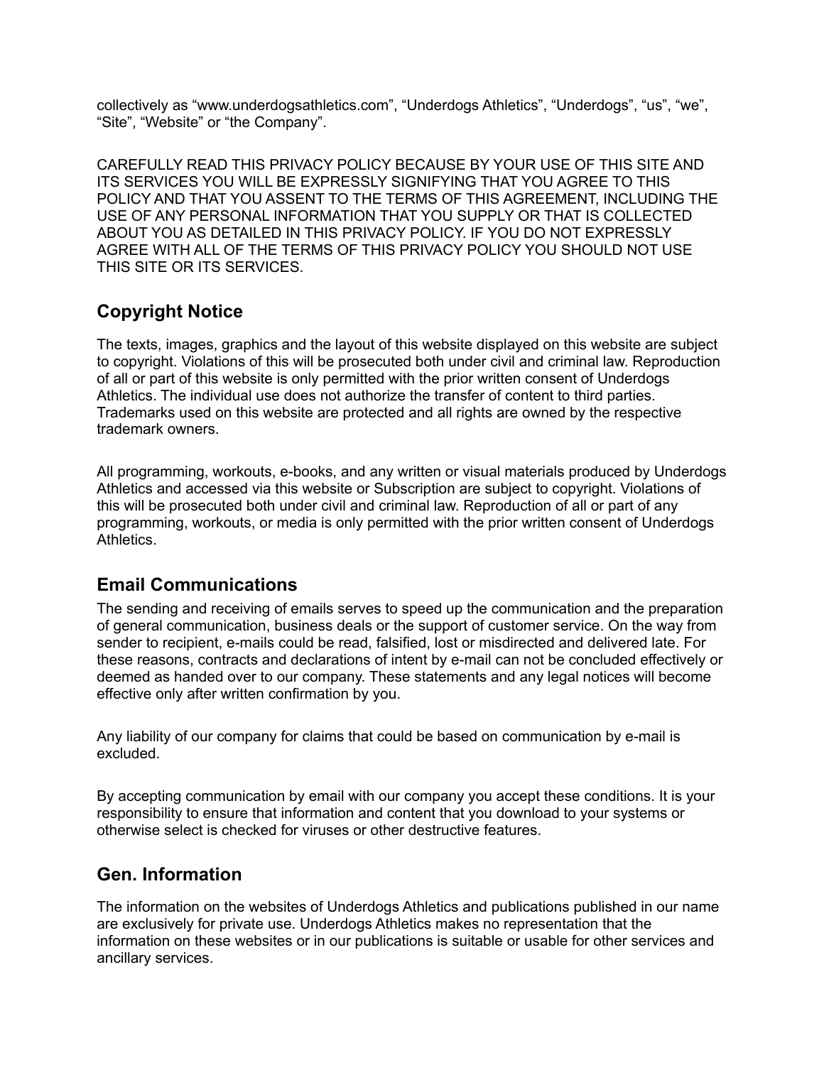collectively as "www.underdogsathletics.com", "Underdogs Athletics", "Underdogs", "us", "we", "Site", "Website" or "the Company".

CAREFULLY READ THIS PRIVACY POLICY BECAUSE BY YOUR USE OF THIS SITE AND ITS SERVICES YOU WILL BE EXPRESSLY SIGNIFYING THAT YOU AGREE TO THIS POLICY AND THAT YOU ASSENT TO THE TERMS OF THIS AGREEMENT, INCLUDING THE USE OF ANY PERSONAL INFORMATION THAT YOU SUPPLY OR THAT IS COLLECTED ABOUT YOU AS DETAILED IN THIS PRIVACY POLICY. IF YOU DO NOT EXPRESSLY AGREE WITH ALL OF THE TERMS OF THIS PRIVACY POLICY YOU SHOULD NOT USE THIS SITE OR ITS SERVICES.

## Copyright Notice

The texts, images, graphics and the layout of this website displayed on this website are subject to copyright. Violations of this will be prosecuted both under civil and criminal law. Reproduction of all or part of this website is only permitted with the prior written consent of Underdogs Athletics. The individual use does not authorize the transfer of content to third parties. Trademarks used on this website are protected and all rights are owned by the respective trademark owners.

All programming, workouts, e-books, and any written or visual materials produced by Underdogs Athletics and accessed via this website or Subscription are subject to copyright. Violations of this will be prosecuted both under civil and criminal law. Reproduction of all or part of any programming, workouts, or media is only permitted with the prior written consent of Underdogs Athletics.

## Email Communications

The sending and receiving of emails serves to speed up the communication and the preparation of general communication, business deals or the support of customer service. On the way from sender to recipient, e-mails could be read, falsified, lost or misdirected and delivered late. For these reasons, contracts and declarations of intent by e-mail can not be concluded effectively or deemed as handed over to our company. These statements and any legal notices will become effective only after written confirmation by you.

Any liability of our company for claims that could be based on communication by e-mail is excluded.

By accepting communication by email with our company you accept these conditions. It is your responsibility to ensure that information and content that you download to your systems or otherwise select is checked for viruses or other destructive features.

## Gen. Information

The information on the websites of Underdogs Athletics and publications published in our name are exclusively for private use. Underdogs Athletics makes no representation that the information on these websites or in our publications is suitable or usable for other services and ancillary services.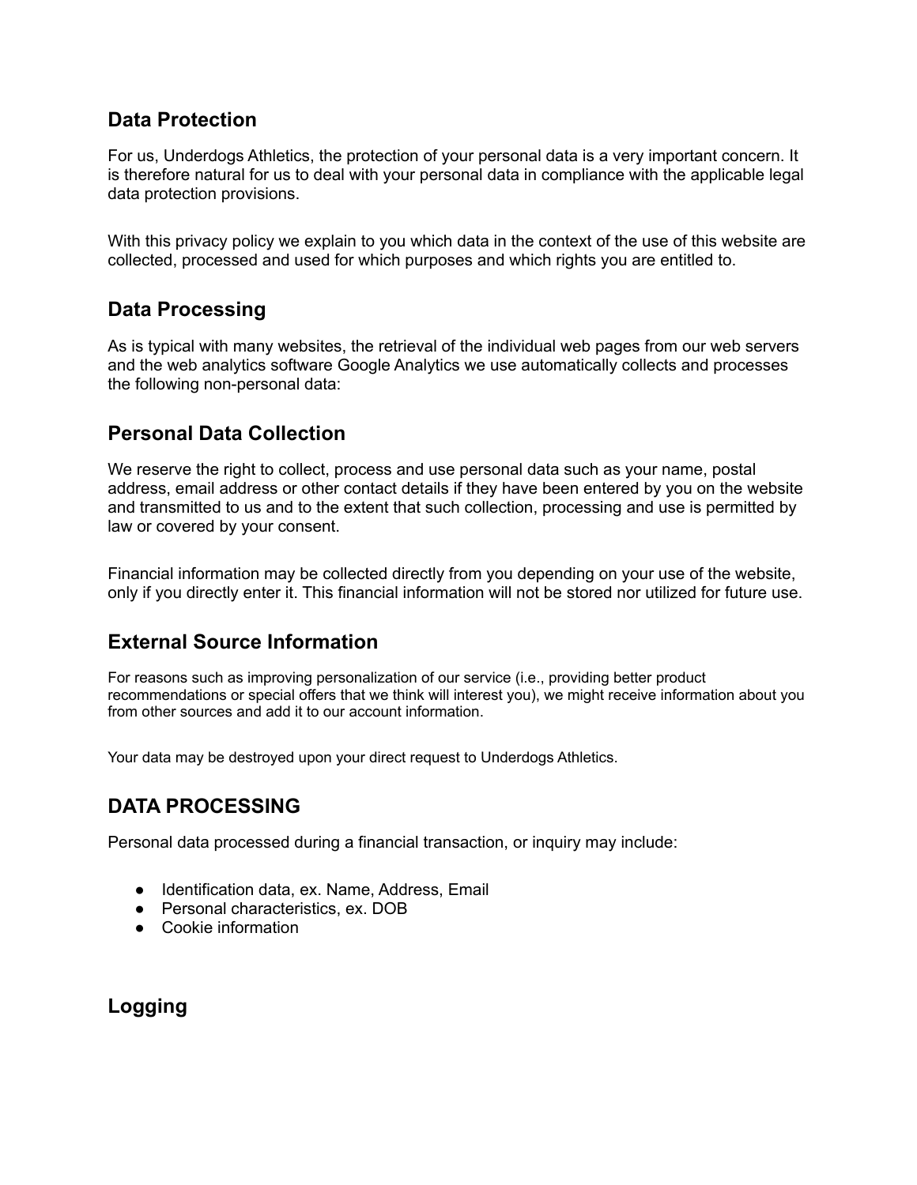## Data Protection

For us, Underdogs Athletics, the protection of your personal data is a very important concern. It is therefore natural for us to deal with your personal data in compliance with the applicable legal data protection provisions.

With this privacy policy we explain to you which data in the context of the use of this website are collected, processed and used for which purposes and which rights you are entitled to.

## Data Processing

As is typical with many websites, the retrieval of the individual web pages from our web servers and the web analytics software Google Analytics we use automatically collects and processes the following non-personal data:

## Personal Data Collection

We reserve the right to collect, process and use personal data such as your name, postal address, email address or other contact details if they have been entered by you on the website and transmitted to us and to the extent that such collection, processing and use is permitted by law or covered by your consent.

Financial information may be collected directly from you depending on your use of the website, only if you directly enter it. This financial information will not be stored nor utilized for future use.

## External Source Information

For reasons such as improving personalization of our service (i.e., providing better product recommendations or special offers that we think will interest you), we might receive information about you from other sources and add it to our account information.

Your data may be destroyed upon your direct request to Underdogs Athletics.

## DATA PROCESSING

Personal data processed during a financial transaction, or inquiry may include:

- Identification data, ex. Name, Address, Email
- Personal characteristics, ex. DOB
- Cookie information

## Logging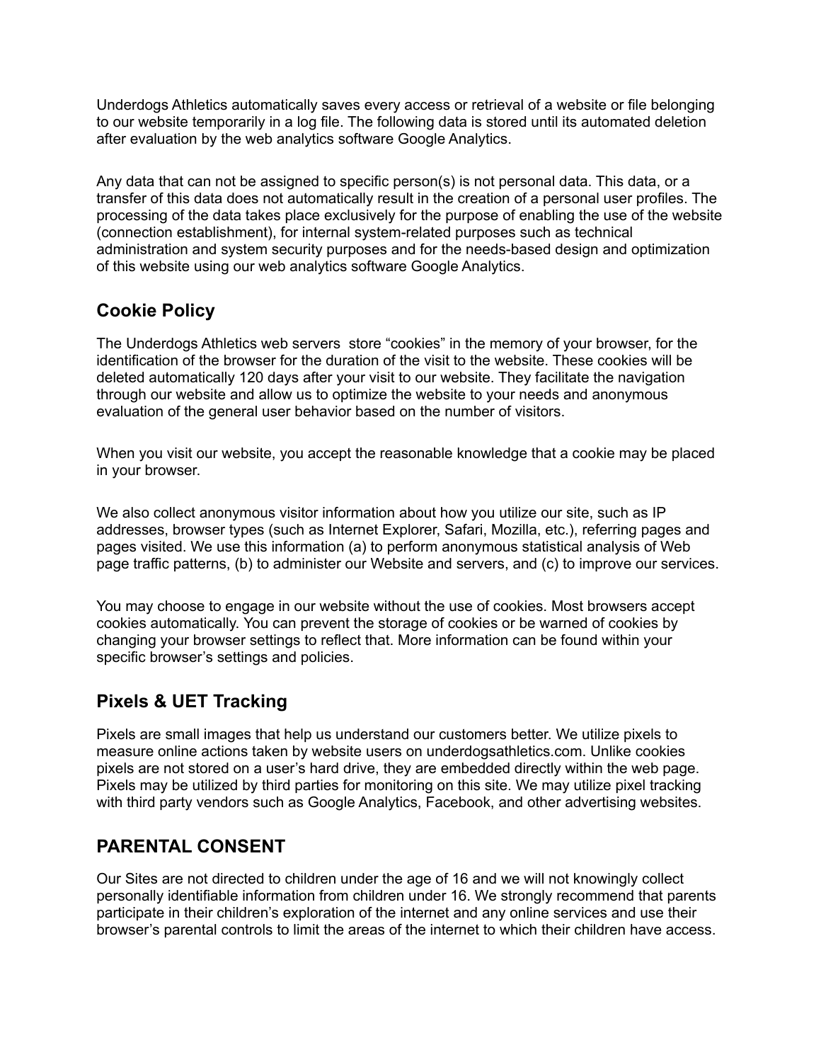Underdogs Athletics automatically saves every access or retrieval of a website or file belonging to our website temporarily in a log file. The following data is stored until its automated deletion after evaluation by the web analytics software Google Analytics.

Any data that can not be assigned to specific person(s) is not personal data. This data, or a transfer of this data does not automatically result in the creation of a personal user profiles. The processing of the data takes place exclusively for the purpose of enabling the use of the website (connection establishment), for internal system-related purposes such as technical administration and system security purposes and for the needs-based design and optimization of this website using our web analytics software Google Analytics.

## Cookie Policy

The Underdogs Athletics web servers  store "cookies" in the memory of your browser, for the identification of the browser for the duration of the visit to the website. These cookies will be deleted automatically 120 days after your visit to our website. They facilitate the navigation through our website and allow us to optimize the website to your needs and anonymous evaluation of the general user behavior based on the number of visitors.

When you visit our website, you accept the reasonable knowledge that a cookie may be placed in your browser.

We also collect anonymous visitor information about how you utilize our site, such as IP addresses, browser types (such as Internet Explorer, Safari, Mozilla, etc.), referring pages and pages visited. We use this information (a) to perform anonymous statistical analysis of Web page traffic patterns, (b) to administer our Website and servers, and (c) to improve our services.

You may choose to engage in our website without the use of cookies. Most browsers accept cookies automatically. You can prevent the storage of cookies or be warned of cookies by changing your browser settings to reflect that. More information can be found within your specific browser's settings and policies.

## Pixels & UET Tracking

Pixels are small images that help us understand our customers better. We utilize pixels to measure online actions taken by website users on underdogsathletics.com. Unlike cookies pixels are not stored on a user's hard drive, they are embedded directly within the web page. Pixels may be utilized by third parties for monitoring on this site. We may utilize pixel tracking with third party vendors such as Google Analytics, Facebook, and other advertising websites.

## PARENTAL CONSENT

Our Sites are not directed to children under the age of 16 and we will not knowingly collect personally identifiable information from children under 16. We strongly recommend that parents participate in their children's exploration of the internet and any online services and use their browser's parental controls to limit the areas of the internet to which their children have access.